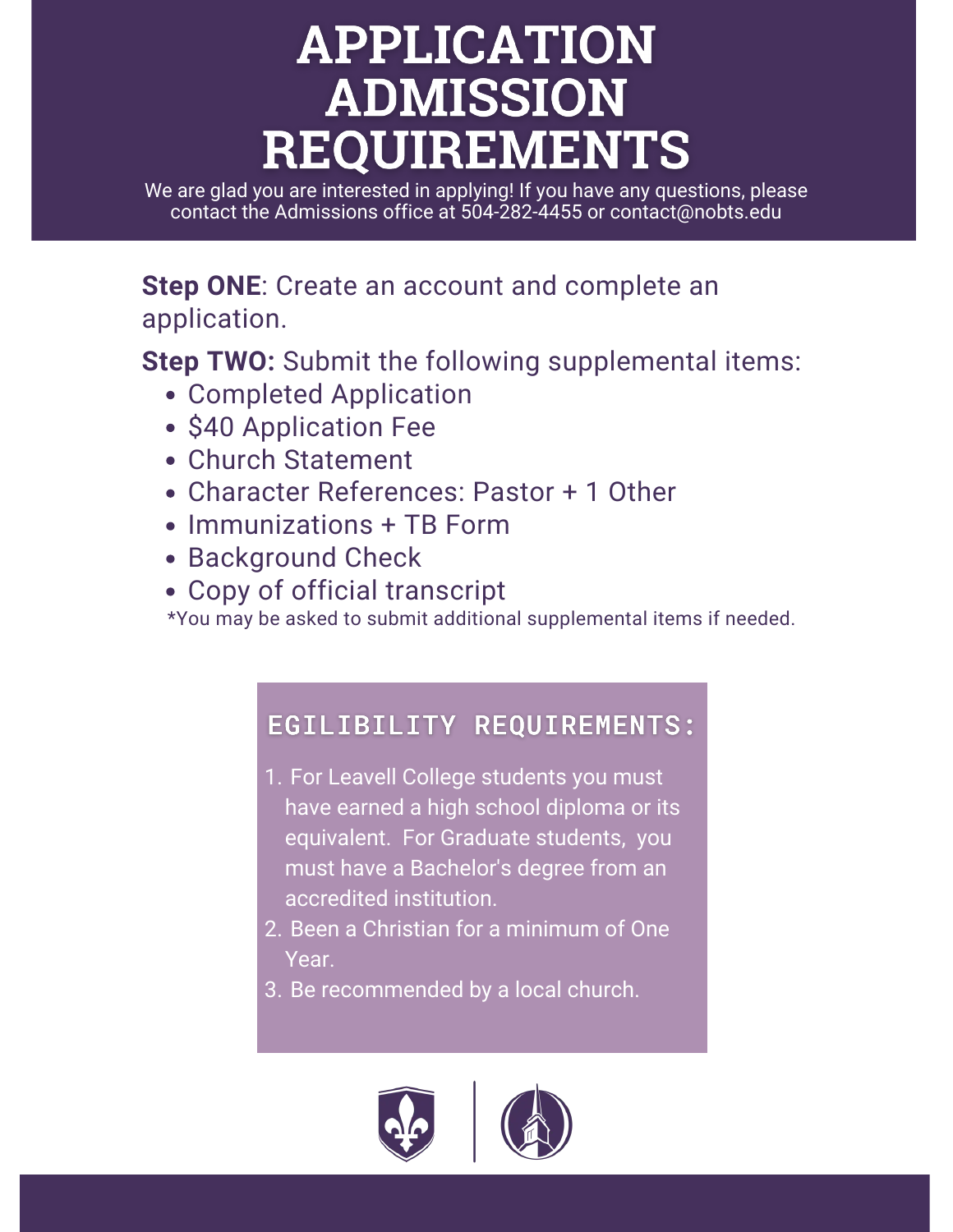# APPLICATION ADMISSION REQUIREMENTS

We are glad you are interested in applying! If you have any questions, please contact the Admissions office at 504-282-4455 or contact@nobts.edu

**Step ONE**: Create an account and complete an application.

**Step TWO:** Submit the following supplemental items:

- Completed Application
- $40 Application Fee
- Church Statement
- Character References: Pastor + 1 Other
- Immunizations + TB Form
- Background Check
- Copy of official transcript

*You may be asked to submit additional supplemental items if needed.

## EGILIBILITY REQUIREMENTS:

1. For Leavell College students you must have earned a high school diploma or its equivalent. For Graduate students, you must have a Bachelor's degree from an accredited institution.
2. Been a Christian for a minimum of One Year.
3. Be recommended by a local church.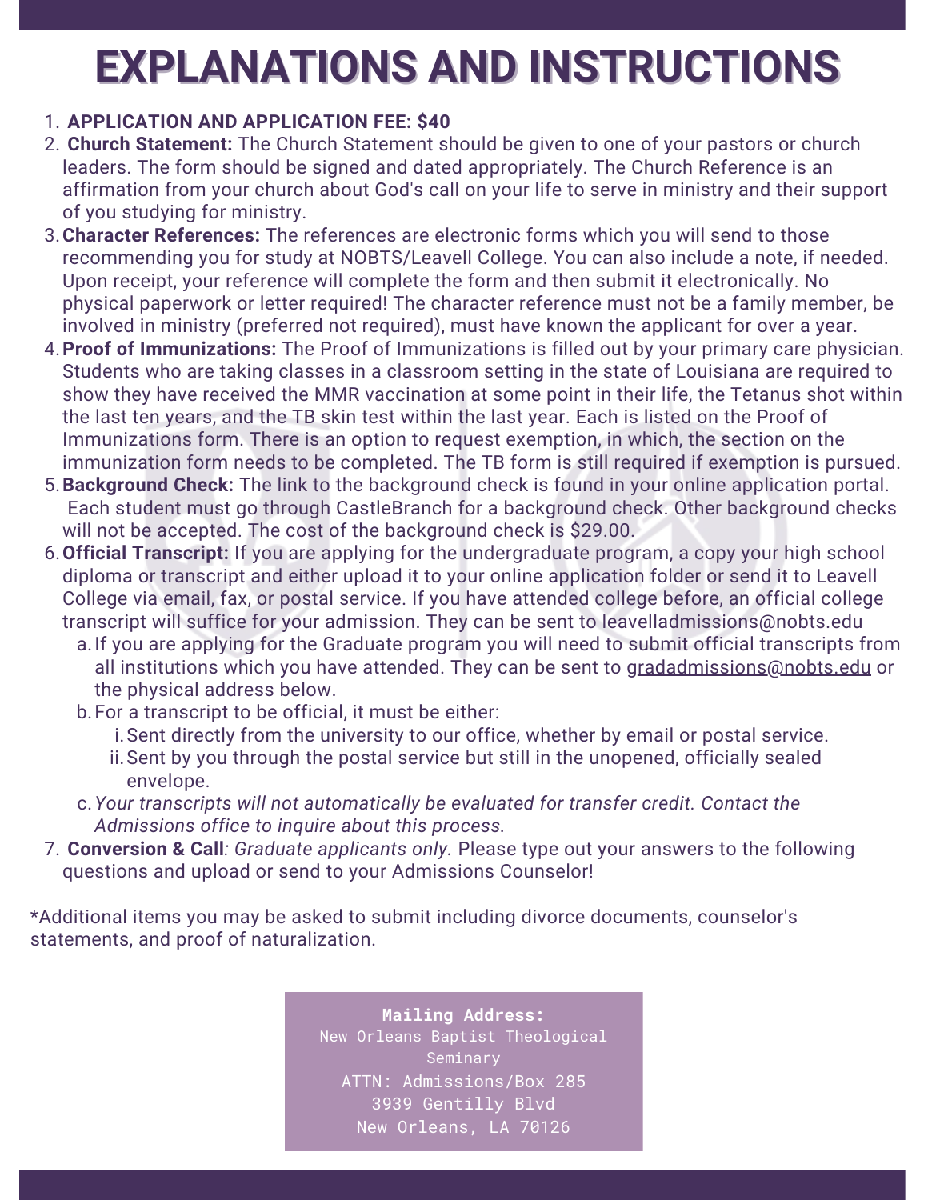# EXPLANATIONS AND INSTRUCTIONS

1. **APPLICATION AND APPLICATION FEE: $40**
2. **Church Statement:** The Church Statement should be given to one of your pastors or church leaders. The form should be signed and dated appropriately. The Church Reference is an affirmation from your church about God's call on your life to serve in ministry and their support of you studying for ministry.
3. **Character References:** The references are electronic forms which you will send to those recommending you for study at NOBTS/Leavell College. You can also include a note, if needed. Upon receipt, your reference will complete the form and then submit it electronically. No physical paperwork or letter required! The character reference must not be a family member, be involved in ministry (preferred not required), must have known the applicant for over a year.
4. **Proof of Immunizations:** The Proof of Immunizations is filled out by your primary care physician. Students who are taking classes in a classroom setting in the state of Louisiana are required to show they have received the MMR vaccination at some point in their life, the Tetanus shot within the last ten years, and the TB skin test within the last year. Each is listed on the Proof of Immunizations form. There is an option to request exemption, in which, the section on the immunization form needs to be completed. The TB form is still required if exemption is pursued.
5. **Background Check:** The link to the background check is found in your online application portal. Each student must go through CastleBranch for a background check. Other background checks will not be accepted. The cost of the background check is $29.00.
6. **Official Transcript:** If you are applying for the undergraduate program, a copy your high school diploma or transcript and either upload it to your online application folder or send it to Leavell College via email, fax, or postal service. If you have attended college before, an official college transcript will suffice for your admission. They can be sent to leavelladmissions@nobts.edu
   a. If you are applying for the Graduate program you will need to submit official transcripts from all institutions which you have attended. They can be sent to gradadmissions@nobts.edu or the physical address below.
   b. For a transcript to be official, it must be either:
      i. Sent directly from the university to our office, whether by email or postal service.
      ii. Sent by you through the postal service but still in the unopened, officially sealed envelope.
   c. *Your transcripts will not automatically be evaluated for transfer credit. Contact the Admissions office to inquire about this process.*
7. **Conversion & Call***: Graduate applicants only.* Please type out your answers to the following questions and upload or send to your Admissions Counselor!

*Additional items you may be asked to submit including divorce documents, counselor's statements, and proof of naturalization.

**Mailing Address:**
New Orleans Baptist Theological Seminary
ATTN: Admissions/Box 285
3939 Gentilly Blvd
New Orleans, LA 70126